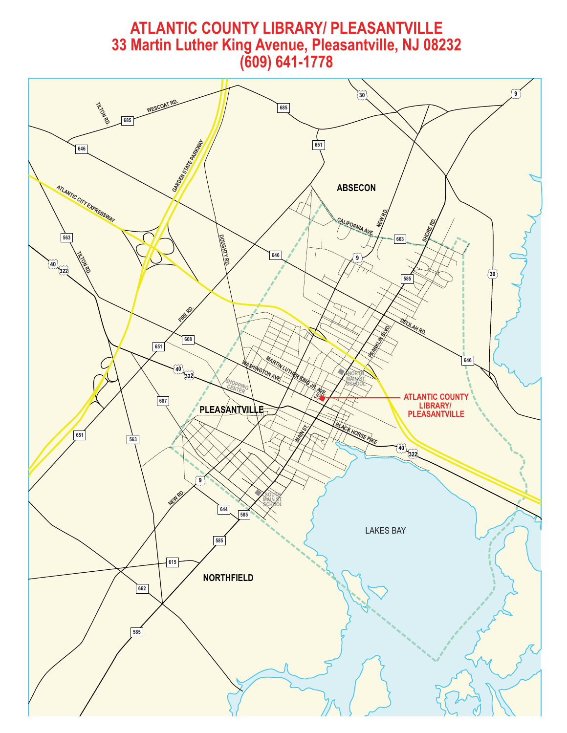# ATLANTIC COUNTY LIBRARY/ PLEASANTVILLE

## 33 Martin Luther King Avenue, Pleasantville, NJ 08232

## (609) 641-1778

ATLANTIC COUNTY LIBRARY/ PLEASANTVILLE

ABSECON

PLEASANTVILLE

NORTHFIELD

LAKES BAY

WESCOAT RD.

TILTON RD.

GARDEN STATE PARKWAY

ATLANTIC CITY EXPRESSWAY

DOUGHTY RD.

CALIFORNIA AVE.

NEW RD.

SHORE RD.

FIRE RD.

DELILAH RD.

FRANKLIN BLVD.

MARTIN LUTHER KING JR. AVE.

WASHINGTON AVE.

SHOPPING CENTER

NORTH MAIN ST. SCHOOL

SOUTH MAIN ST. SCHOOL

MAIN ST.

BLACK HORSE PIKE

685, 646, 651, 30, 9, 563, 40, 322, 663, 585, 608, 687, 644, 615, 662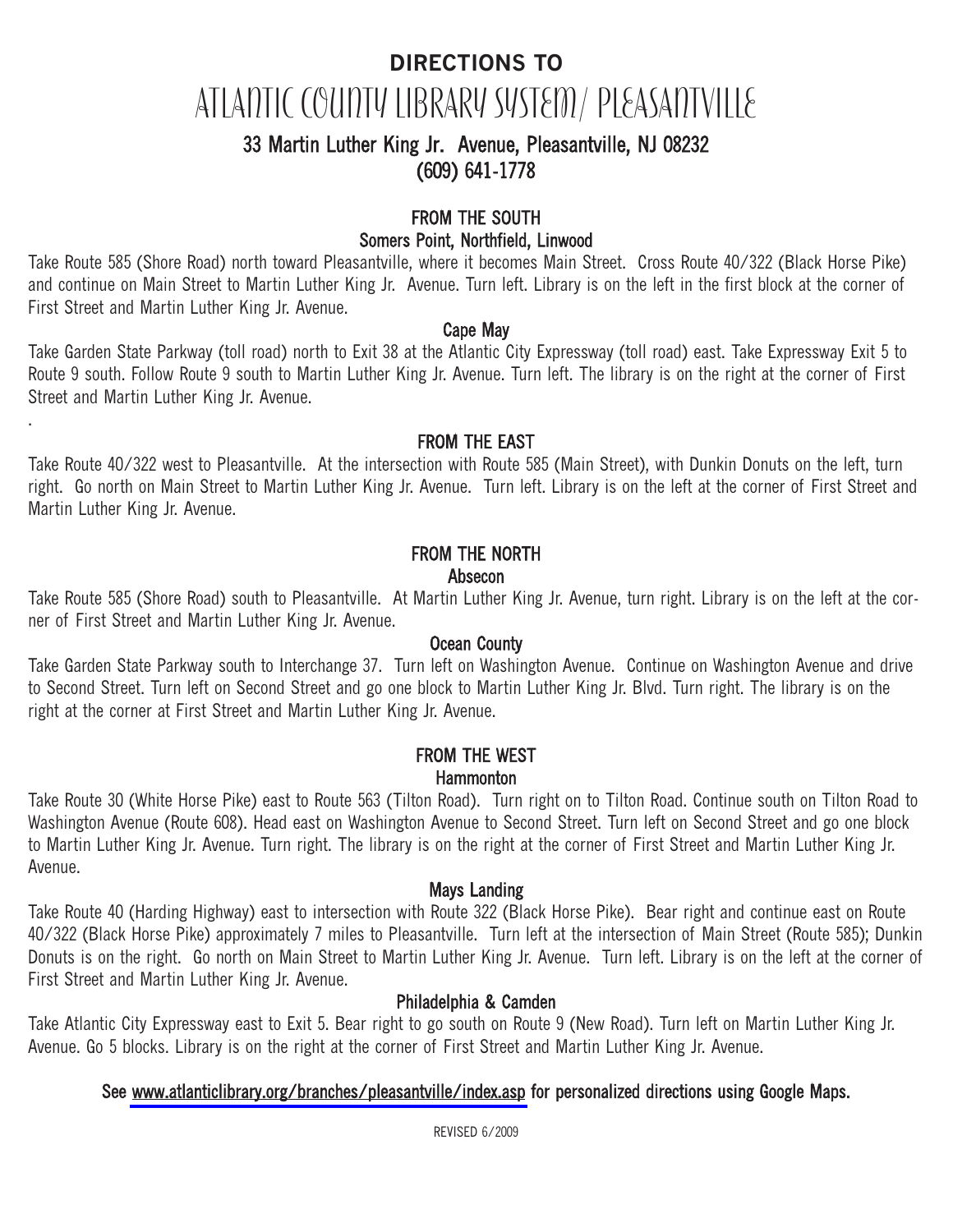# DIRECTIONS TO

# ATLANTIC COUNTY LIBRARY SYSTEM/ PLEASANTVILLE

### 33 Martin Luther King Jr. Avenue, Pleasantville, NJ 08232
### (609) 641-1778

## FROM THE SOUTH

### Somers Point, Northfield, Linwood

Take Route 585 (Shore Road) north toward Pleasantville, where it becomes Main Street. Cross Route 40/322 (Black Horse Pike) and continue on Main Street to Martin Luther King Jr. Avenue. Turn left. Library is on the left in the first block at the corner of First Street and Martin Luther King Jr. Avenue.

### Cape May

Take Garden State Parkway (toll road) north to Exit 38 at the Atlantic City Expressway (toll road) east. Take Expressway Exit 5 to Route 9 south. Follow Route 9 south to Martin Luther King Jr. Avenue. Turn left. The library is on the right at the corner of First Street and Martin Luther King Jr. Avenue.

.

## FROM THE EAST

Take Route 40/322 west to Pleasantville. At the intersection with Route 585 (Main Street), with Dunkin Donuts on the left, turn right. Go north on Main Street to Martin Luther King Jr. Avenue. Turn left. Library is on the left at the corner of First Street and Martin Luther King Jr. Avenue.

## FROM THE NORTH

### Absecon

Take Route 585 (Shore Road) south to Pleasantville. At Martin Luther King Jr. Avenue, turn right. Library is on the left at the corner of First Street and Martin Luther King Jr. Avenue.

### Ocean County

Take Garden State Parkway south to Interchange 37. Turn left on Washington Avenue. Continue on Washington Avenue and drive to Second Street. Turn left on Second Street and go one block to Martin Luther King Jr. Blvd. Turn right. The library is on the right at the corner at First Street and Martin Luther King Jr. Avenue.

## FROM THE WEST

### Hammonton

Take Route 30 (White Horse Pike) east to Route 563 (Tilton Road). Turn right on to Tilton Road. Continue south on Tilton Road to Washington Avenue (Route 608). Head east on Washington Avenue to Second Street. Turn left on Second Street and go one block to Martin Luther King Jr. Avenue. Turn right. The library is on the right at the corner of First Street and Martin Luther King Jr. Avenue.

### Mays Landing

Take Route 40 (Harding Highway) east to intersection with Route 322 (Black Horse Pike). Bear right and continue east on Route 40/322 (Black Horse Pike) approximately 7 miles to Pleasantville. Turn left at the intersection of Main Street (Route 585); Dunkin Donuts is on the right. Go north on Main Street to Martin Luther King Jr. Avenue. Turn left. Library is on the left at the corner of First Street and Martin Luther King Jr. Avenue.

### Philadelphia & Camden

Take Atlantic City Expressway east to Exit 5. Bear right to go south on Route 9 (New Road). Turn left on Martin Luther King Jr. Avenue. Go 5 blocks. Library is on the right at the corner of First Street and Martin Luther King Jr. Avenue.

**See www.atlanticlibrary.org/branches/pleasantville/index.asp for personalized directions using Google Maps.**

REVISED 6/2009